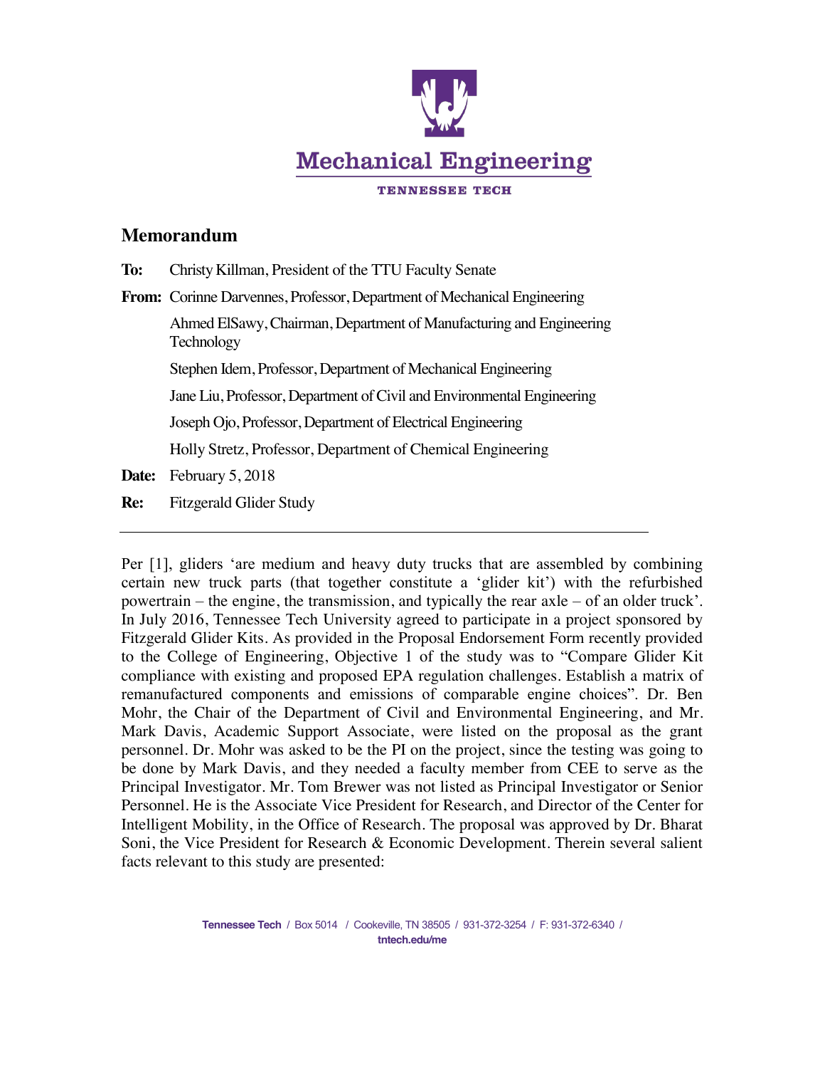Mechanical Engineering

TENNESSEE TECH

## Memorandum

**To:** Christy Killman, President of the TTU Faculty Senate

**From:** Corinne Darvennes, Professor, Department of Mechanical Engineering

Ahmed ElSawy, Chairman, Department of Manufacturing and Engineering Technology

Stephen Idem, Professor, Department of Mechanical Engineering

Jane Liu, Professor, Department of Civil and Environmental Engineering

Joseph Ojo, Professor, Department of Electrical Engineering

Holly Stretz, Professor, Department of Chemical Engineering

**Date:** February 5, 2018

**Re:** Fitzgerald Glider Study

---

Per [1], gliders 'are medium and heavy duty trucks that are assembled by combining certain new truck parts (that together constitute a 'glider kit') with the refurbished powertrain – the engine, the transmission, and typically the rear axle – of an older truck'. In July 2016, Tennessee Tech University agreed to participate in a project sponsored by Fitzgerald Glider Kits. As provided in the Proposal Endorsement Form recently provided to the College of Engineering, Objective 1 of the study was to "Compare Glider Kit compliance with existing and proposed EPA regulation challenges. Establish a matrix of remanufactured components and emissions of comparable engine choices". Dr. Ben Mohr, the Chair of the Department of Civil and Environmental Engineering, and Mr. Mark Davis, Academic Support Associate, were listed on the proposal as the grant personnel. Dr. Mohr was asked to be the PI on the project, since the testing was going to be done by Mark Davis, and they needed a faculty member from CEE to serve as the Principal Investigator. Mr. Tom Brewer was not listed as Principal Investigator or Senior Personnel. He is the Associate Vice President for Research, and Director of the Center for Intelligent Mobility, in the Office of Research. The proposal was approved by Dr. Bharat Soni, the Vice President for Research & Economic Development. Therein several salient facts relevant to this study are presented: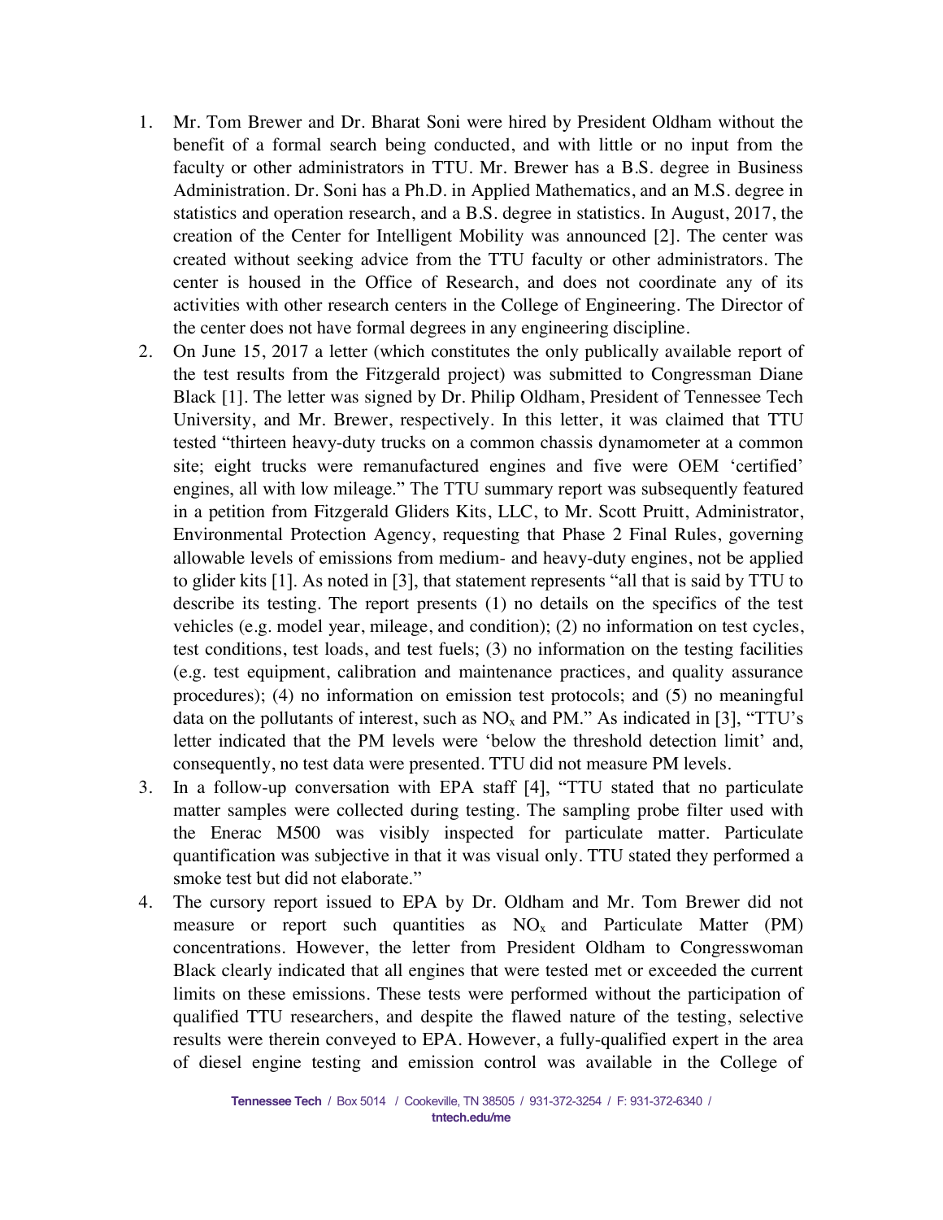1. Mr. Tom Brewer and Dr. Bharat Soni were hired by President Oldham without the benefit of a formal search being conducted, and with little or no input from the faculty or other administrators in TTU. Mr. Brewer has a B.S. degree in Business Administration. Dr. Soni has a Ph.D. in Applied Mathematics, and an M.S. degree in statistics and operation research, and a B.S. degree in statistics. In August, 2017, the creation of the Center for Intelligent Mobility was announced [2]. The center was created without seeking advice from the TTU faculty or other administrators. The center is housed in the Office of Research, and does not coordinate any of its activities with other research centers in the College of Engineering. The Director of the center does not have formal degrees in any engineering discipline.
2. On June 15, 2017 a letter (which constitutes the only publically available report of the test results from the Fitzgerald project) was submitted to Congressman Diane Black [1]. The letter was signed by Dr. Philip Oldham, President of Tennessee Tech University, and Mr. Brewer, respectively. In this letter, it was claimed that TTU tested "thirteen heavy-duty trucks on a common chassis dynamometer at a common site; eight trucks were remanufactured engines and five were OEM 'certified' engines, all with low mileage." The TTU summary report was subsequently featured in a petition from Fitzgerald Gliders Kits, LLC, to Mr. Scott Pruitt, Administrator, Environmental Protection Agency, requesting that Phase 2 Final Rules, governing allowable levels of emissions from medium- and heavy-duty engines, not be applied to glider kits [1]. As noted in [3], that statement represents "all that is said by TTU to describe its testing. The report presents (1) no details on the specifics of the test vehicles (e.g. model year, mileage, and condition); (2) no information on test cycles, test conditions, test loads, and test fuels; (3) no information on the testing facilities (e.g. test equipment, calibration and maintenance practices, and quality assurance procedures); (4) no information on emission test protocols; and (5) no meaningful data on the pollutants of interest, such as $NO_x$ and PM." As indicated in [3], "TTU's letter indicated that the PM levels were 'below the threshold detection limit' and, consequently, no test data were presented. TTU did not measure PM levels.
3. In a follow-up conversation with EPA staff [4], "TTU stated that no particulate matter samples were collected during testing. The sampling probe filter used with the Enerac M500 was visibly inspected for particulate matter. Particulate quantification was subjective in that it was visual only. TTU stated they performed a smoke test but did not elaborate."
4. The cursory report issued to EPA by Dr. Oldham and Mr. Tom Brewer did not measure or report such quantities as $NO_x$ and Particulate Matter (PM) concentrations. However, the letter from President Oldham to Congresswoman Black clearly indicated that all engines that were tested met or exceeded the current limits on these emissions. These tests were performed without the participation of qualified TTU researchers, and despite the flawed nature of the testing, selective results were therein conveyed to EPA. However, a fully-qualified expert in the area of diesel engine testing and emission control was available in the College of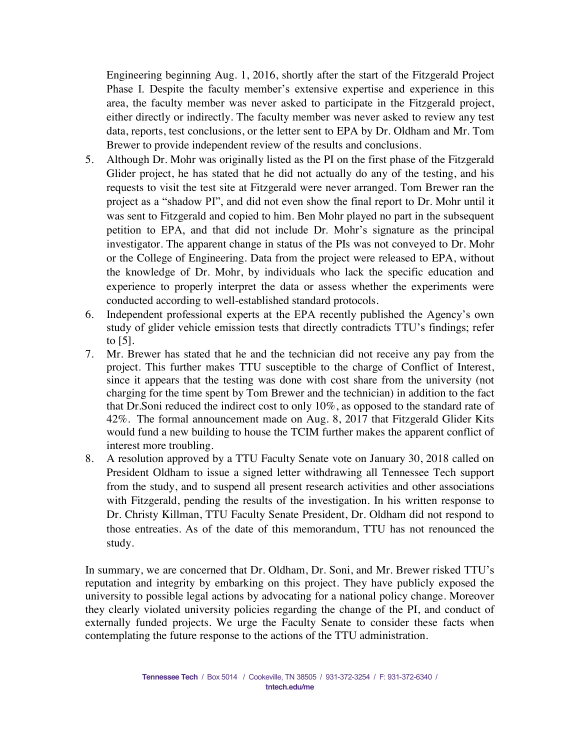Engineering beginning Aug. 1, 2016, shortly after the start of the Fitzgerald Project Phase I. Despite the faculty member's extensive expertise and experience in this area, the faculty member was never asked to participate in the Fitzgerald project, either directly or indirectly. The faculty member was never asked to review any test data, reports, test conclusions, or the letter sent to EPA by Dr. Oldham and Mr. Tom Brewer to provide independent review of the results and conclusions.

5. Although Dr. Mohr was originally listed as the PI on the first phase of the Fitzgerald Glider project, he has stated that he did not actually do any of the testing, and his requests to visit the test site at Fitzgerald were never arranged. Tom Brewer ran the project as a "shadow PI", and did not even show the final report to Dr. Mohr until it was sent to Fitzgerald and copied to him. Ben Mohr played no part in the subsequent petition to EPA, and that did not include Dr. Mohr's signature as the principal investigator. The apparent change in status of the PIs was not conveyed to Dr. Mohr or the College of Engineering. Data from the project were released to EPA, without the knowledge of Dr. Mohr, by individuals who lack the specific education and experience to properly interpret the data or assess whether the experiments were conducted according to well-established standard protocols.
6. Independent professional experts at the EPA recently published the Agency's own study of glider vehicle emission tests that directly contradicts TTU's findings; refer to [5].
7. Mr. Brewer has stated that he and the technician did not receive any pay from the project. This further makes TTU susceptible to the charge of Conflict of Interest, since it appears that the testing was done with cost share from the university (not charging for the time spent by Tom Brewer and the technician) in addition to the fact that Dr.Soni reduced the indirect cost to only 10%, as opposed to the standard rate of 42%. The formal announcement made on Aug. 8, 2017 that Fitzgerald Glider Kits would fund a new building to house the TCIM further makes the apparent conflict of interest more troubling.
8. A resolution approved by a TTU Faculty Senate vote on January 30, 2018 called on President Oldham to issue a signed letter withdrawing all Tennessee Tech support from the study, and to suspend all present research activities and other associations with Fitzgerald, pending the results of the investigation. In his written response to Dr. Christy Killman, TTU Faculty Senate President, Dr. Oldham did not respond to those entreaties. As of the date of this memorandum, TTU has not renounced the study.

In summary, we are concerned that Dr. Oldham, Dr. Soni, and Mr. Brewer risked TTU's reputation and integrity by embarking on this project. They have publicly exposed the university to possible legal actions by advocating for a national policy change. Moreover they clearly violated university policies regarding the change of the PI, and conduct of externally funded projects. We urge the Faculty Senate to consider these facts when contemplating the future response to the actions of the TTU administration.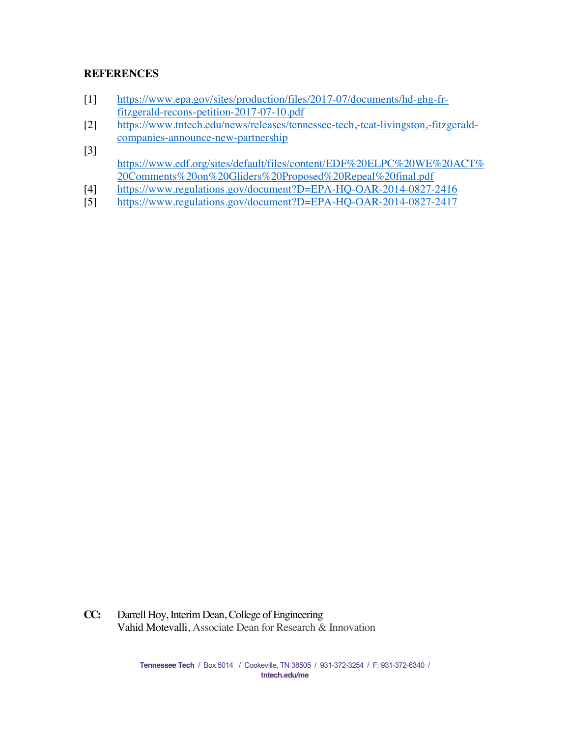## REFERENCES

[1] https://www.epa.gov/sites/production/files/2017-07/documents/hd-ghg-fr-fitzgerald-recons-petition-2017-07-10.pdf

[2] https://www.tntech.edu/news/releases/tennessee-tech,-tcat-livingston,-fitzgerald-companies-announce-new-partnership

[3] https://www.edf.org/sites/default/files/content/EDF%20ELPC%20WE%20ACT%20Comments%20on%20Gliders%20Proposed%20Repeal%20final.pdf

[4] https://www.regulations.gov/document?D=EPA-HQ-OAR-2014-0827-2416

[5] https://www.regulations.gov/document?D=EPA-HQ-OAR-2014-0827-2417

**CC:** Darrell Hoy, Interim Dean, College of Engineering
Vahid Motevalli, Associate Dean for Research & Innovation

**Tennessee Tech** / Box 5014 / Cookeville, TN 38505 / 931-372-3254 / F: 931-372-6340 / **tntech.edu/me**